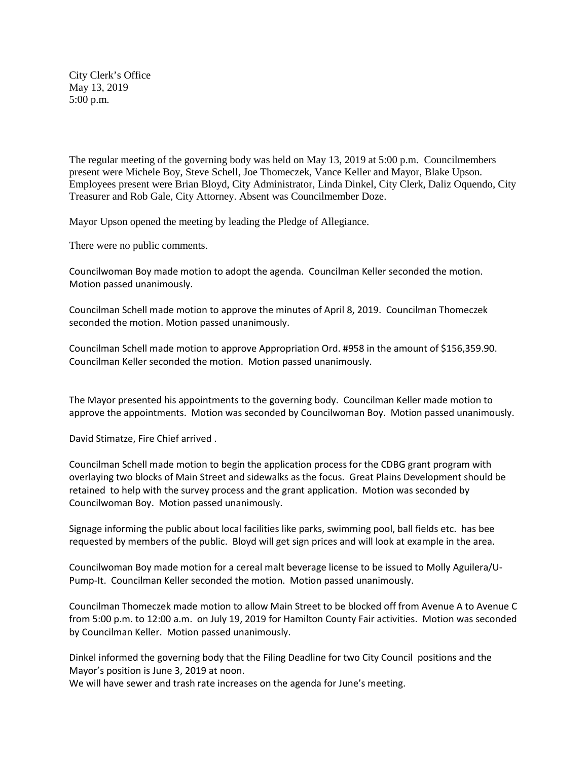City Clerk's Office
May 13, 2019
5:00 p.m.

The regular meeting of the governing body was held on May 13, 2019 at 5:00 p.m. Councilmembers present were Michele Boy, Steve Schell, Joe Thomeczek, Vance Keller and Mayor, Blake Upson. Employees present were Brian Bloyd, City Administrator, Linda Dinkel, City Clerk, Daliz Oquendo, City Treasurer and Rob Gale, City Attorney. Absent was Councilmember Doze.

Mayor Upson opened the meeting by leading the Pledge of Allegiance.

There were no public comments.

Councilwoman Boy made motion to adopt the agenda. Councilman Keller seconded the motion. Motion passed unanimously.

Councilman Schell made motion to approve the minutes of April 8, 2019. Councilman Thomeczek seconded the motion. Motion passed unanimously.

Councilman Schell made motion to approve Appropriation Ord. #958 in the amount of $156,359.90. Councilman Keller seconded the motion. Motion passed unanimously.

The Mayor presented his appointments to the governing body. Councilman Keller made motion to approve the appointments. Motion was seconded by Councilwoman Boy. Motion passed unanimously.

David Stimatze, Fire Chief arrived .

Councilman Schell made motion to begin the application process for the CDBG grant program with overlaying two blocks of Main Street and sidewalks as the focus. Great Plains Development should be retained to help with the survey process and the grant application. Motion was seconded by Councilwoman Boy. Motion passed unanimously.

Signage informing the public about local facilities like parks, swimming pool, ball fields etc. has bee requested by members of the public. Bloyd will get sign prices and will look at example in the area.

Councilwoman Boy made motion for a cereal malt beverage license to be issued to Molly Aguilera/U-Pump-It. Councilman Keller seconded the motion. Motion passed unanimously.

Councilman Thomeczek made motion to allow Main Street to be blocked off from Avenue A to Avenue C from 5:00 p.m. to 12:00 a.m. on July 19, 2019 for Hamilton County Fair activities. Motion was seconded by Councilman Keller. Motion passed unanimously.

Dinkel informed the governing body that the Filing Deadline for two City Council positions and the Mayor's position is June 3, 2019 at noon.
We will have sewer and trash rate increases on the agenda for June's meeting.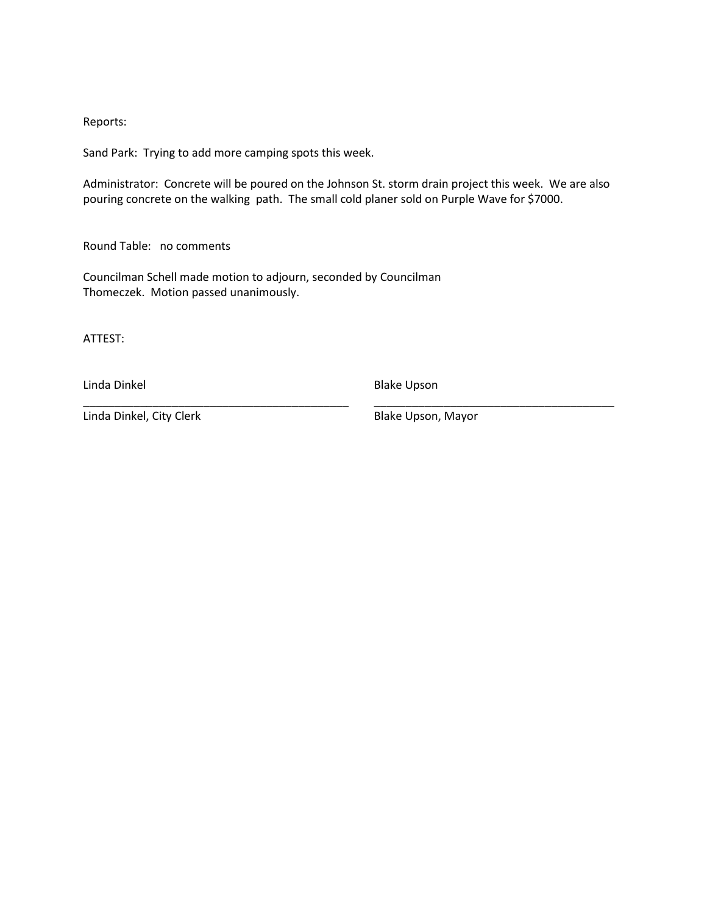Reports:

Sand Park: Trying to add more camping spots this week.

Administrator: Concrete will be poured on the Johnson St. storm drain project this week. We are also pouring concrete on the walking path. The small cold planer sold on Purple Wave for $7000.

Round Table: no comments

Councilman Schell made motion to adjourn, seconded by Councilman Thomeczek. Motion passed unanimously.

ATTEST:

| Linda Dinkel | Blake Upson |
|---|---|
| Linda Dinkel, City Clerk | Blake Upson, Mayor |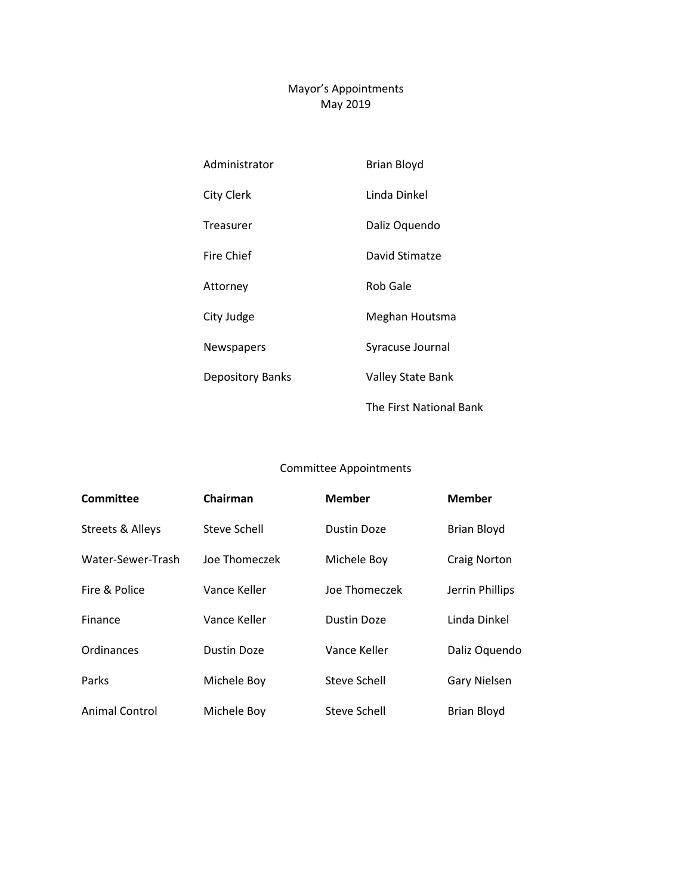# Mayor's Appointments
## May 2019

| | |
|---|---|
| Administrator | Brian Bloyd |
| City Clerk | Linda Dinkel |
| Treasurer | Daliz Oquendo |
| Fire Chief | David Stimatze |
| Attorney | Rob Gale |
| City Judge | Meghan Houtsma |
| Newspapers | Syracuse Journal |
| Depository Banks | Valley State Bank |
| | The First National Bank |

## Committee Appointments

| **Committee** | **Chairman** | **Member** | **Member** |
|---|---|---|---|
| Streets & Alleys | Steve Schell | Dustin Doze | Brian Bloyd |
| Water-Sewer-Trash | Joe Thomeczek | Michele Boy | Craig Norton |
| Fire & Police | Vance Keller | Joe Thomeczek | Jerrin Phillips |
| Finance | Vance Keller | Dustin Doze | Linda Dinkel |
| Ordinances | Dustin Doze | Vance Keller | Daliz Oquendo |
| Parks | Michele Boy | Steve Schell | Gary Nielsen |
| Animal Control | Michele Boy | Steve Schell | Brian Bloyd |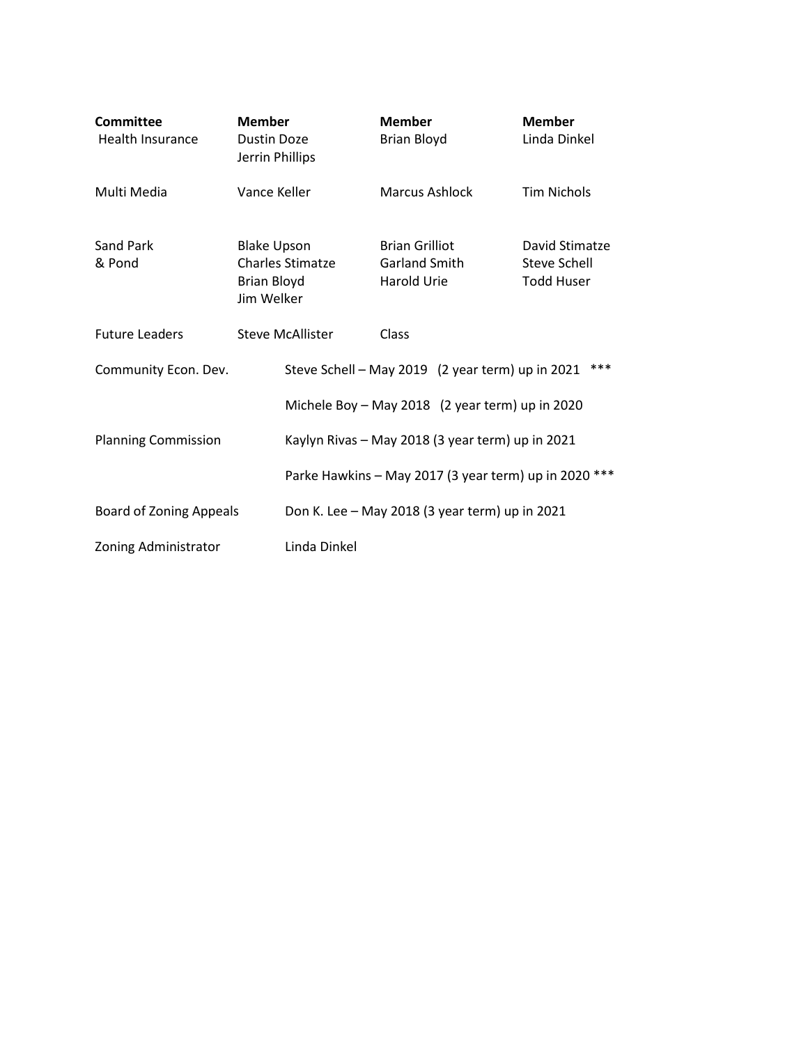| Committee | Member | Member | Member |
|---|---|---|---|
| Health Insurance | Dustin Doze<br>Jerrin Phillips | Brian Bloyd | Linda Dinkel |
| Multi Media | Vance Keller | Marcus Ashlock | Tim Nichols |
| Sand Park & Pond | Blake Upson<br>Charles Stimatze<br>Brian Bloyd<br>Jim Welker | Brian Grilliot<br>Garland Smith<br>Harold Urie | David Stimatze<br>Steve Schell<br>Todd Huser |
| Future Leaders | Steve McAllister | Class | |

| | |
|---|---|
| Community Econ. Dev. | Steve Schell – May 2019 (2 year term) up in 2021 *** |
| | Michele Boy – May 2018 (2 year term) up in 2020 |
| Planning Commission | Kaylyn Rivas – May 2018 (3 year term) up in 2021 |
| | Parke Hawkins – May 2017 (3 year term) up in 2020 *** |
| Board of Zoning Appeals | Don K. Lee – May 2018 (3 year term) up in 2021 |
| Zoning Administrator | Linda Dinkel |